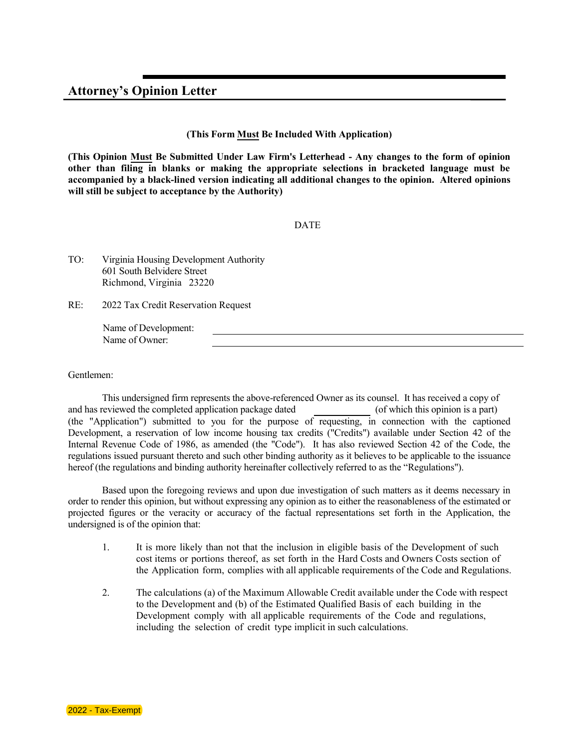## Attorney's Opinion Letter

**(This Form Must Be Included With Application)**

**(This Opinion Must Be Submitted Under Law Firm's Letterhead - Any changes to the form of opinion other than filing in blanks or making the appropriate selections in bracketed language must be accompanied by a black-lined version indicating all additional changes to the opinion. Altered opinions will still be subject to acceptance by the Authority)**

DATE

TO: Virginia Housing Development Authority
601 South Belvidere Street
Richmond, Virginia 23220

RE: 2022 Tax Credit Reservation Request

Name of Development: ____________________
Name of Owner: ____________________

Gentlemen:

This undersigned firm represents the above-referenced Owner as its counsel. It has received a copy of and has reviewed the completed application package dated ____________ (of which this opinion is a part) (the "Application") submitted to you for the purpose of requesting, in connection with the captioned Development, a reservation of low income housing tax credits ("Credits") available under Section 42 of the Internal Revenue Code of 1986, as amended (the "Code"). It has also reviewed Section 42 of the Code, the regulations issued pursuant thereto and such other binding authority as it believes to be applicable to the issuance hereof (the regulations and binding authority hereinafter collectively referred to as the "Regulations").

Based upon the foregoing reviews and upon due investigation of such matters as it deems necessary in order to render this opinion, but without expressing any opinion as to either the reasonableness of the estimated or projected figures or the veracity or accuracy of the factual representations set forth in the Application, the undersigned is of the opinion that:

1. It is more likely than not that the inclusion in eligible basis of the Development of such cost items or portions thereof, as set forth in the Hard Costs and Owners Costs section of the Application form, complies with all applicable requirements of the Code and Regulations.

2. The calculations (a) of the Maximum Allowable Credit available under the Code with respect to the Development and (b) of the Estimated Qualified Basis of each building in the Development comply with all applicable requirements of the Code and regulations, including the selection of credit type implicit in such calculations.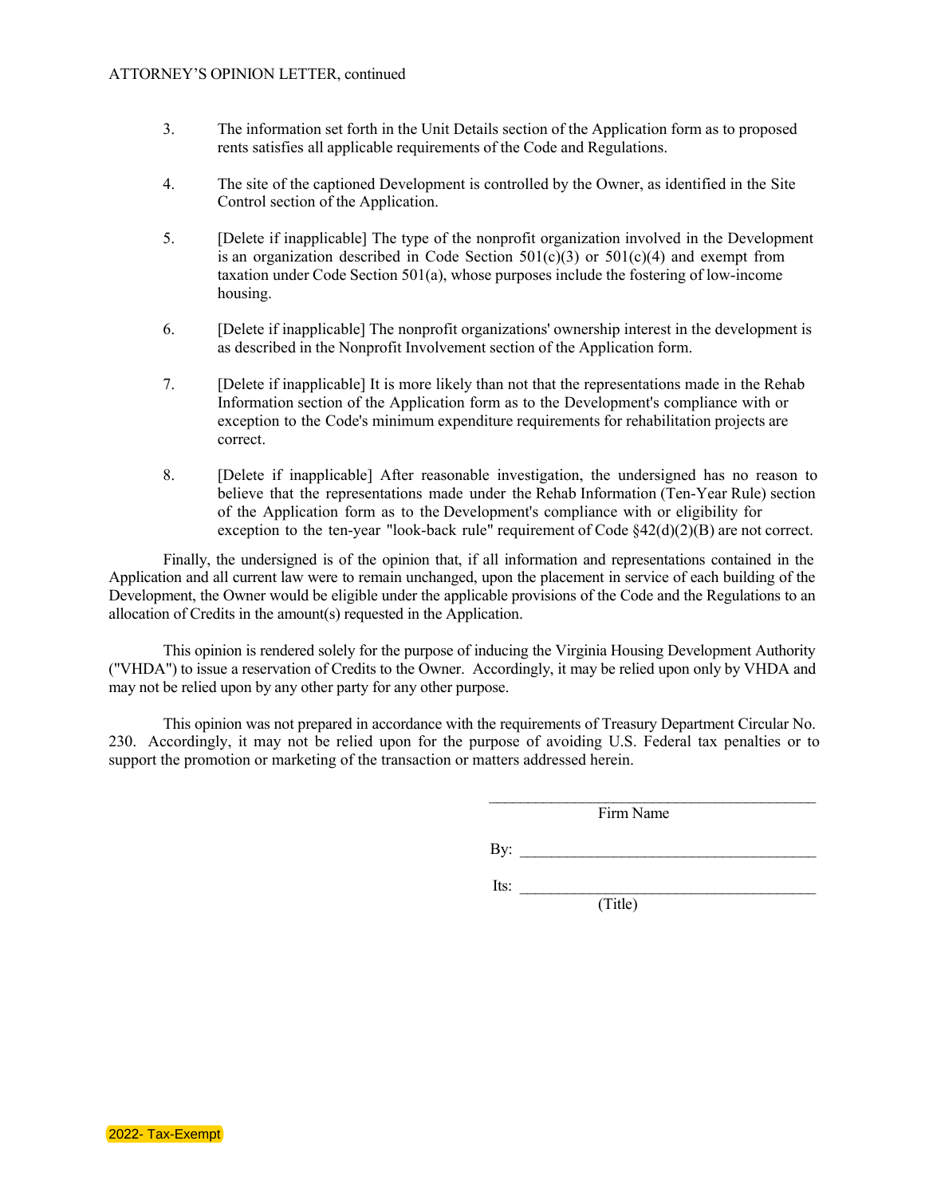3. The information set forth in the Unit Details section of the Application form as to proposed rents satisfies all applicable requirements of the Code and Regulations.

4. The site of the captioned Development is controlled by the Owner, as identified in the Site Control section of the Application.

5. [Delete if inapplicable] The type of the nonprofit organization involved in the Development is an organization described in Code Section 501(c)(3) or 501(c)(4) and exempt from taxation under Code Section 501(a), whose purposes include the fostering of low-income housing.

6. [Delete if inapplicable] The nonprofit organizations' ownership interest in the development is as described in the Nonprofit Involvement section of the Application form.

7. [Delete if inapplicable] It is more likely than not that the representations made in the Rehab Information section of the Application form as to the Development's compliance with or exception to the Code's minimum expenditure requirements for rehabilitation projects are correct.

8. [Delete if inapplicable] After reasonable investigation, the undersigned has no reason to believe that the representations made under the Rehab Information (Ten-Year Rule) section of the Application form as to the Development's compliance with or eligibility for exception to the ten-year "look-back rule" requirement of Code §42(d)(2)(B) are not correct.

Finally, the undersigned is of the opinion that, if all information and representations contained in the Application and all current law were to remain unchanged, upon the placement in service of each building of the Development, the Owner would be eligible under the applicable provisions of the Code and the Regulations to an allocation of Credits in the amount(s) requested in the Application.

This opinion is rendered solely for the purpose of inducing the Virginia Housing Development Authority ("VHDA") to issue a reservation of Credits to the Owner. Accordingly, it may be relied upon only by VHDA and may not be relied upon by any other party for any other purpose.

This opinion was not prepared in accordance with the requirements of Treasury Department Circular No. 230. Accordingly, it may not be relied upon for the purpose of avoiding U.S. Federal tax penalties or to support the promotion or marketing of the transaction or matters addressed herein.

\_\_\_\_\_\_\_\_\_\_\_\_\_\_\_\_\_\_\_\_\_\_\_\_\_\_\_\_\_\_\_\_\_\_\_\_\_\_\_\_
Firm Name

By: \_\_\_\_\_\_\_\_\_\_\_\_\_\_\_\_\_\_\_\_\_\_\_\_\_\_\_\_\_\_\_\_\_\_\_\_

Its: \_\_\_\_\_\_\_\_\_\_\_\_\_\_\_\_\_\_\_\_\_\_\_\_\_\_\_\_\_\_\_\_\_\_\_\_
(Title)